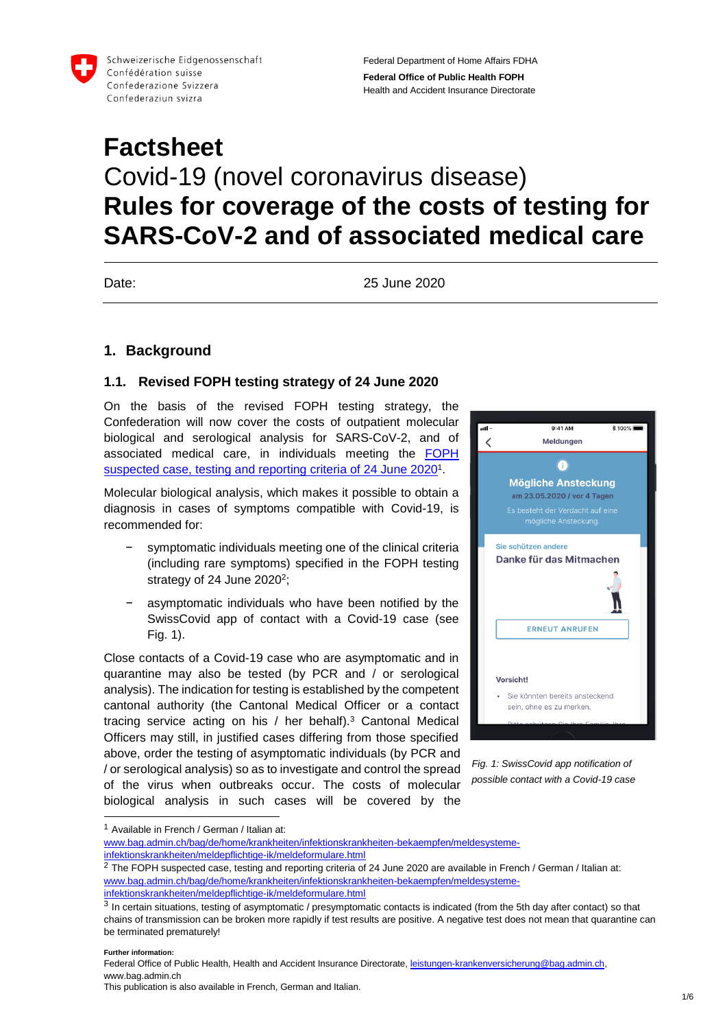Schweizerische Eidgenossenschaft
Confédération suisse
Confederazione Svizzera
Confederaziun svizra

Federal Department of Home Affairs FDHA
**Federal Office of Public Health FOPH**
Health and Accident Insurance Directorate

# Factsheet
## Covid-19 (novel coronavirus disease)
# Rules for coverage of the costs of testing for SARS-CoV-2 and of associated medical care

Date: 25 June 2020

## 1. Background

### 1.1. Revised FOPH testing strategy of 24 June 2020

On the basis of the revised FOPH testing strategy, the Confederation will now cover the costs of outpatient molecular biological and serological analysis for SARS-CoV-2, and of associated medical care, in individuals meeting the FOPH suspected case, testing and reporting criteria of 24 June 2020[1].

Molecular biological analysis, which makes it possible to obtain a diagnosis in cases of symptoms compatible with Covid-19, is recommended for:

- symptomatic individuals meeting one of the clinical criteria (including rare symptoms) specified in the FOPH testing strategy of 24 June 2020[2];
- asymptomatic individuals who have been notified by the SwissCovid app of contact with a Covid-19 case (see Fig. 1).

Close contacts of a Covid-19 case who are asymptomatic and in quarantine may also be tested (by PCR and / or serological analysis). The indication for testing is established by the competent cantonal authority (the Cantonal Medical Officer or a contact tracing service acting on his / her behalf).[3] Cantonal Medical Officers may still, in justified cases differing from those specified above, order the testing of asymptomatic individuals (by PCR and / or serological analysis) so as to investigate and control the spread of the virus when outbreaks occur. The costs of molecular biological analysis in such cases will be covered by the

*Fig. 1: SwissCovid app notification of possible contact with a Covid-19 case*

[1] Available in French / German / Italian at: www.bag.admin.ch/bag/de/home/krankheiten/infektionskrankheiten-bekaempfen/meldesysteme-infektionskrankheiten/meldepflichtige-ik/meldeformulare.html

[2] The FOPH suspected case, testing and reporting criteria of 24 June 2020 are available in French / German / Italian at: www.bag.admin.ch/bag/de/home/krankheiten/infektionskrankheiten-bekaempfen/meldesysteme-infektionskrankheiten/meldepflichtige-ik/meldeformulare.html

[3] In certain situations, testing of asymptomatic / presymptomatic contacts is indicated (from the 5th day after contact) so that chains of transmission can be broken more rapidly if test results are positive. A negative test does not mean that quarantine can be terminated prematurely!

**Further information:**
Federal Office of Public Health, Health and Accident Insurance Directorate, leistungen-krankenversicherung@bag.admin.ch, www.bag.admin.ch
This publication is also available in French, German and Italian.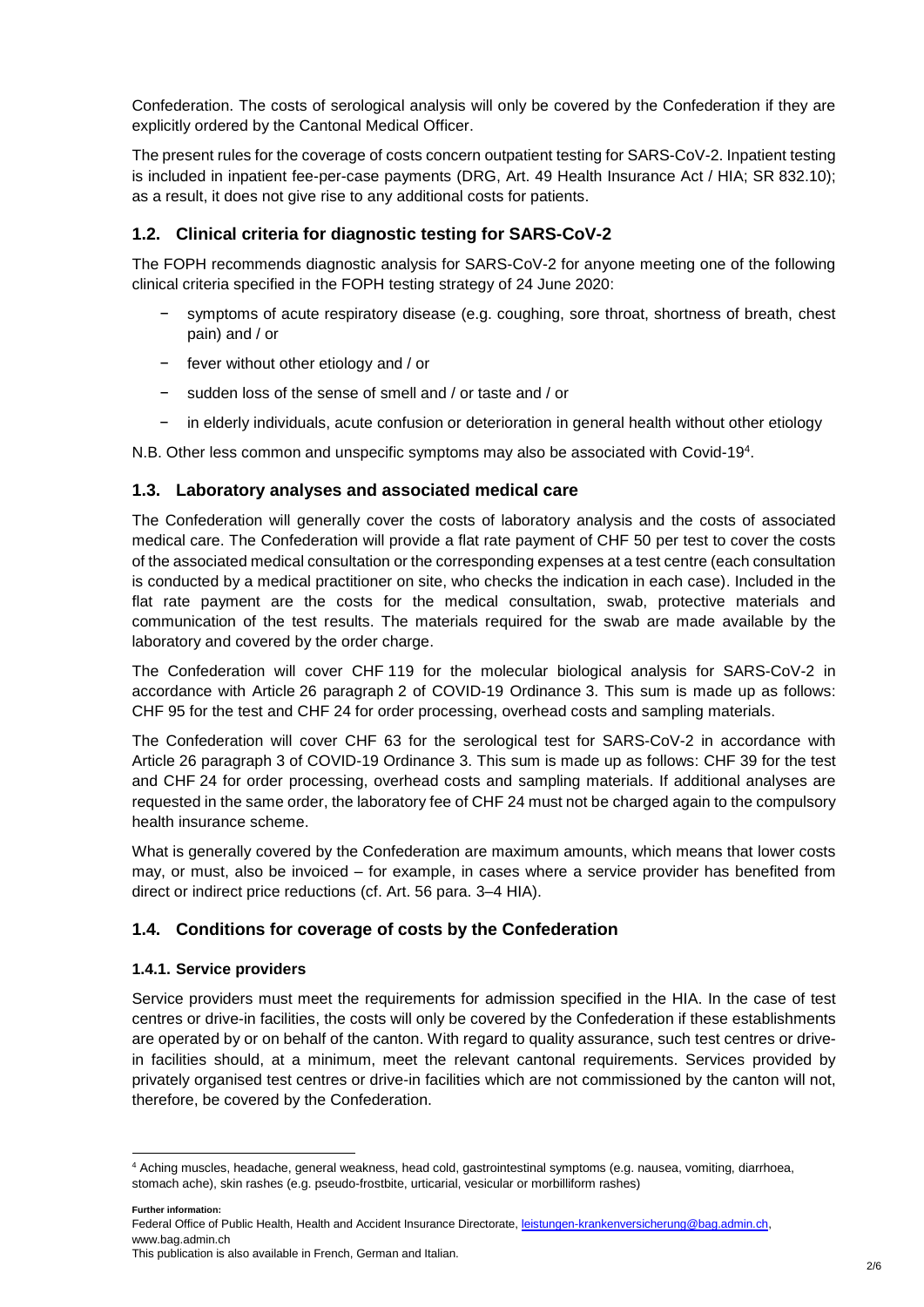Confederation. The costs of serological analysis will only be covered by the Confederation if they are explicitly ordered by the Cantonal Medical Officer.

The present rules for the coverage of costs concern outpatient testing for SARS-CoV-2. Inpatient testing is included in inpatient fee-per-case payments (DRG, Art. 49 Health Insurance Act / HIA; SR 832.10); as a result, it does not give rise to any additional costs for patients.

## 1.2. Clinical criteria for diagnostic testing for SARS-CoV-2

The FOPH recommends diagnostic analysis for SARS-CoV-2 for anyone meeting one of the following clinical criteria specified in the FOPH testing strategy of 24 June 2020:

- symptoms of acute respiratory disease (e.g. coughing, sore throat, shortness of breath, chest pain) and / or
- fever without other etiology and / or
- sudden loss of the sense of smell and / or taste and / or
- in elderly individuals, acute confusion or deterioration in general health without other etiology

N.B. Other less common and unspecific symptoms may also be associated with Covid-19[4].

## 1.3. Laboratory analyses and associated medical care

The Confederation will generally cover the costs of laboratory analysis and the costs of associated medical care. The Confederation will provide a flat rate payment of CHF 50 per test to cover the costs of the associated medical consultation or the corresponding expenses at a test centre (each consultation is conducted by a medical practitioner on site, who checks the indication in each case). Included in the flat rate payment are the costs for the medical consultation, swab, protective materials and communication of the test results. The materials required for the swab are made available by the laboratory and covered by the order charge.

The Confederation will cover CHF 119 for the molecular biological analysis for SARS-CoV-2 in accordance with Article 26 paragraph 2 of COVID-19 Ordinance 3. This sum is made up as follows: CHF 95 for the test and CHF 24 for order processing, overhead costs and sampling materials.

The Confederation will cover CHF 63 for the serological test for SARS-CoV-2 in accordance with Article 26 paragraph 3 of COVID-19 Ordinance 3. This sum is made up as follows: CHF 39 for the test and CHF 24 for order processing, overhead costs and sampling materials. If additional analyses are requested in the same order, the laboratory fee of CHF 24 must not be charged again to the compulsory health insurance scheme.

What is generally covered by the Confederation are maximum amounts, which means that lower costs may, or must, also be invoiced – for example, in cases where a service provider has benefited from direct or indirect price reductions (cf. Art. 56 para. 3–4 HIA).

## 1.4. Conditions for coverage of costs by the Confederation

### 1.4.1. Service providers

Service providers must meet the requirements for admission specified in the HIA. In the case of test centres or drive-in facilities, the costs will only be covered by the Confederation if these establishments are operated by or on behalf of the canton. With regard to quality assurance, such test centres or drive-in facilities should, at a minimum, meet the relevant cantonal requirements. Services provided by privately organised test centres or drive-in facilities which are not commissioned by the canton will not, therefore, be covered by the Confederation.

---

[4] Aching muscles, headache, general weakness, head cold, gastrointestinal symptoms (e.g. nausea, vomiting, diarrhoea, stomach ache), skin rashes (e.g. pseudo-frostbite, urticarial, vesicular or morbilliform rashes)

**Further information:**
Federal Office of Public Health, Health and Accident Insurance Directorate, leistungen-krankenversicherung@bag.admin.ch, www.bag.admin.ch
This publication is also available in French, German and Italian.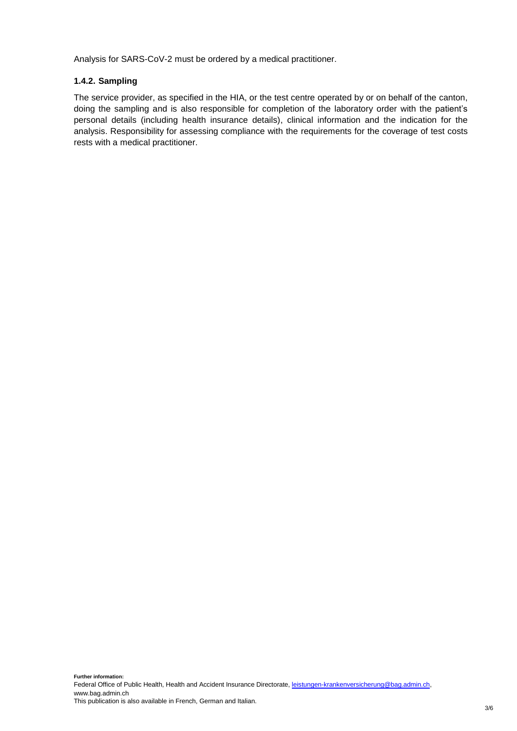Analysis for SARS-CoV-2 must be ordered by a medical practitioner.

#### 1.4.2. Sampling

The service provider, as specified in the HIA, or the test centre operated by or on behalf of the canton, doing the sampling and is also responsible for completion of the laboratory order with the patient's personal details (including health insurance details), clinical information and the indication for the analysis. Responsibility for assessing compliance with the requirements for the coverage of test costs rests with a medical practitioner.

**Further information:**
Federal Office of Public Health, Health and Accident Insurance Directorate, leistungen-krankenversicherung@bag.admin.ch, www.bag.admin.ch
This publication is also available in French, German and Italian.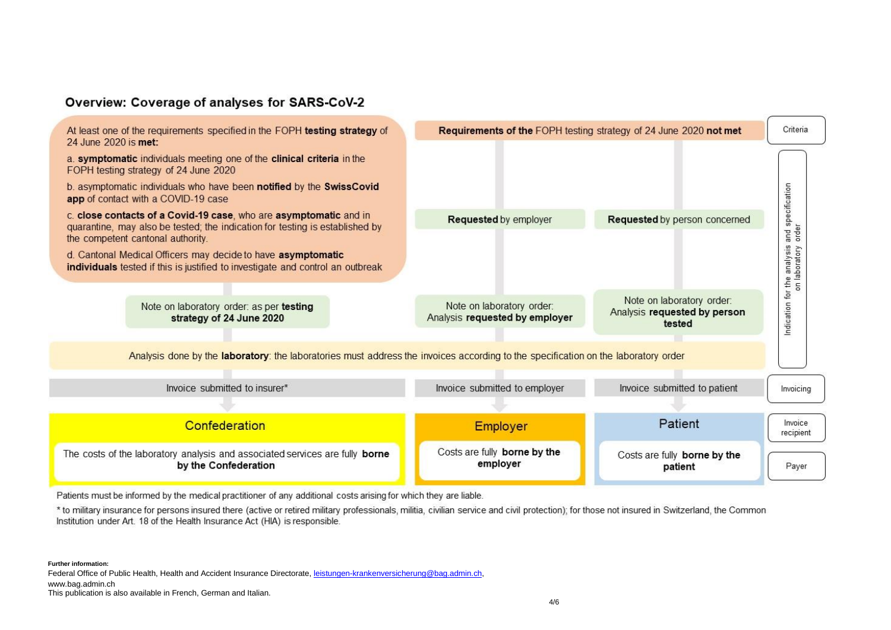## Overview: Coverage of analyses for SARS-CoV-2

| | At least one of the requirements specified in the FOPH **testing strategy** of 24 June 2020 is **met:** | **Requirements of the** FOPH testing strategy of 24 June 2020 **not met** | |
|---|---|---|---|
| **Criteria** | a. **symptomatic** individuals meeting one of the **clinical criteria** in the FOPH testing strategy of 24 June 2020<br>b. asymptomatic individuals who have been **notified** by the **SwissCovid app** of contact with a COVID-19 case<br>c. **close contacts of a Covid-19 case**, who are **asymptomatic** and in quarantine, may also be tested; the indication for testing is established by the competent cantonal authority.<br>d. Cantonal Medical Officers may decide to have **asymptomatic individuals** tested if this is justified to investigate and control an outbreak | **Requested** by employer | **Requested** by person concerned |
| **Indication for the analysis and specification on laboratory order** | Note on laboratory order: as per **testing strategy of 24 June 2020** | Note on laboratory order: Analysis **requested by employer** | Note on laboratory order: Analysis **requested by person tested** |
| | Analysis done by the **laboratory**: the laboratories must address the invoices according to the specification on the laboratory order | | |
| **Invoicing** | Invoice submitted to insurer* | Invoice submitted to employer | Invoice submitted to patient |
| **Invoice recipient** | Confederation | Employer | Patient |
| **Payer** | The costs of the laboratory analysis and associated services are fully **borne by the Confederation** | Costs are fully **borne by the employer** | Costs are fully **borne by the patient** |

Patients must be informed by the medical practitioner of any additional costs arising for which they are liable.

* to military insurance for persons insured there (active or retired military professionals, militia, civilian service and civil protection); for those not insured in Switzerland, the Common Institution under Art. 18 of the Health Insurance Act (HIA) is responsible.

**Further information:**

Federal Office of Public Health, Health and Accident Insurance Directorate, leistungen-krankenversicherung@bag.admin.ch,
www.bag.admin.ch
This publication is also available in French, German and Italian.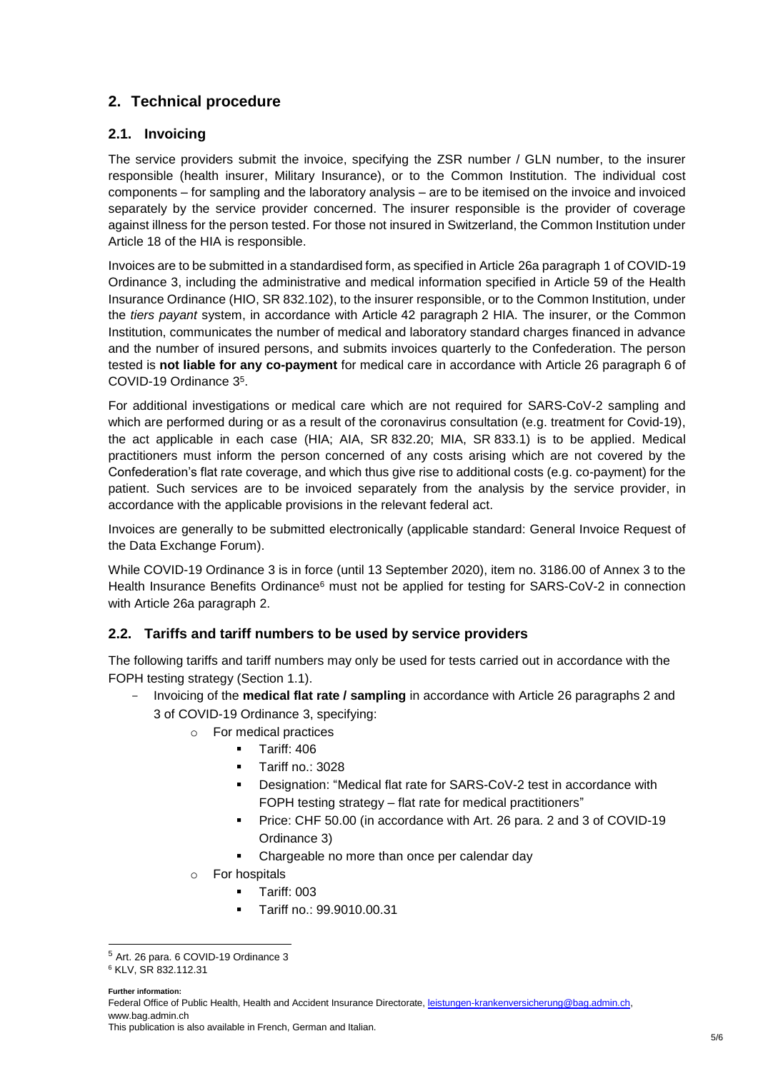## 2. Technical procedure

### 2.1. Invoicing

The service providers submit the invoice, specifying the ZSR number / GLN number, to the insurer responsible (health insurer, Military Insurance), or to the Common Institution. The individual cost components – for sampling and the laboratory analysis – are to be itemised on the invoice and invoiced separately by the service provider concerned. The insurer responsible is the provider of coverage against illness for the person tested. For those not insured in Switzerland, the Common Institution under Article 18 of the HIA is responsible.

Invoices are to be submitted in a standardised form, as specified in Article 26a paragraph 1 of COVID-19 Ordinance 3, including the administrative and medical information specified in Article 59 of the Health Insurance Ordinance (HIO, SR 832.102), to the insurer responsible, or to the Common Institution, under the *tiers payant* system, in accordance with Article 42 paragraph 2 HIA. The insurer, or the Common Institution, communicates the number of medical and laboratory standard charges financed in advance and the number of insured persons, and submits invoices quarterly to the Confederation. The person tested is **not liable for any co-payment** for medical care in accordance with Article 26 paragraph 6 of COVID-19 Ordinance 3[5].

For additional investigations or medical care which are not required for SARS-CoV-2 sampling and which are performed during or as a result of the coronavirus consultation (e.g. treatment for Covid-19), the act applicable in each case (HIA; AIA, SR 832.20; MIA, SR 833.1) is to be applied. Medical practitioners must inform the person concerned of any costs arising which are not covered by the Confederation's flat rate coverage, and which thus give rise to additional costs (e.g. co-payment) for the patient. Such services are to be invoiced separately from the analysis by the service provider, in accordance with the applicable provisions in the relevant federal act.

Invoices are generally to be submitted electronically (applicable standard: General Invoice Request of the Data Exchange Forum).

While COVID-19 Ordinance 3 is in force (until 13 September 2020), item no. 3186.00 of Annex 3 to the Health Insurance Benefits Ordinance[6] must not be applied for testing for SARS-CoV-2 in connection with Article 26a paragraph 2.

### 2.2. Tariffs and tariff numbers to be used by service providers

The following tariffs and tariff numbers may only be used for tests carried out in accordance with the FOPH testing strategy (Section 1.1).

- Invoicing of the **medical flat rate / sampling** in accordance with Article 26 paragraphs 2 and 3 of COVID-19 Ordinance 3, specifying:
  - For medical practices
    - Tariff: 406
    - Tariff no.: 3028
    - Designation: "Medical flat rate for SARS-CoV-2 test in accordance with FOPH testing strategy – flat rate for medical practitioners"
    - Price: CHF 50.00 (in accordance with Art. 26 para. 2 and 3 of COVID-19 Ordinance 3)
    - Chargeable no more than once per calendar day
  - For hospitals
    - Tariff: 003
    - Tariff no.: 99.9010.00.31

---

[5] Art. 26 para. 6 COVID-19 Ordinance 3

[6] KLV, SR 832.112.31

**Further information:**
Federal Office of Public Health, Health and Accident Insurance Directorate, leistungen-krankenversicherung@bag.admin.ch, www.bag.admin.ch
This publication is also available in French, German and Italian.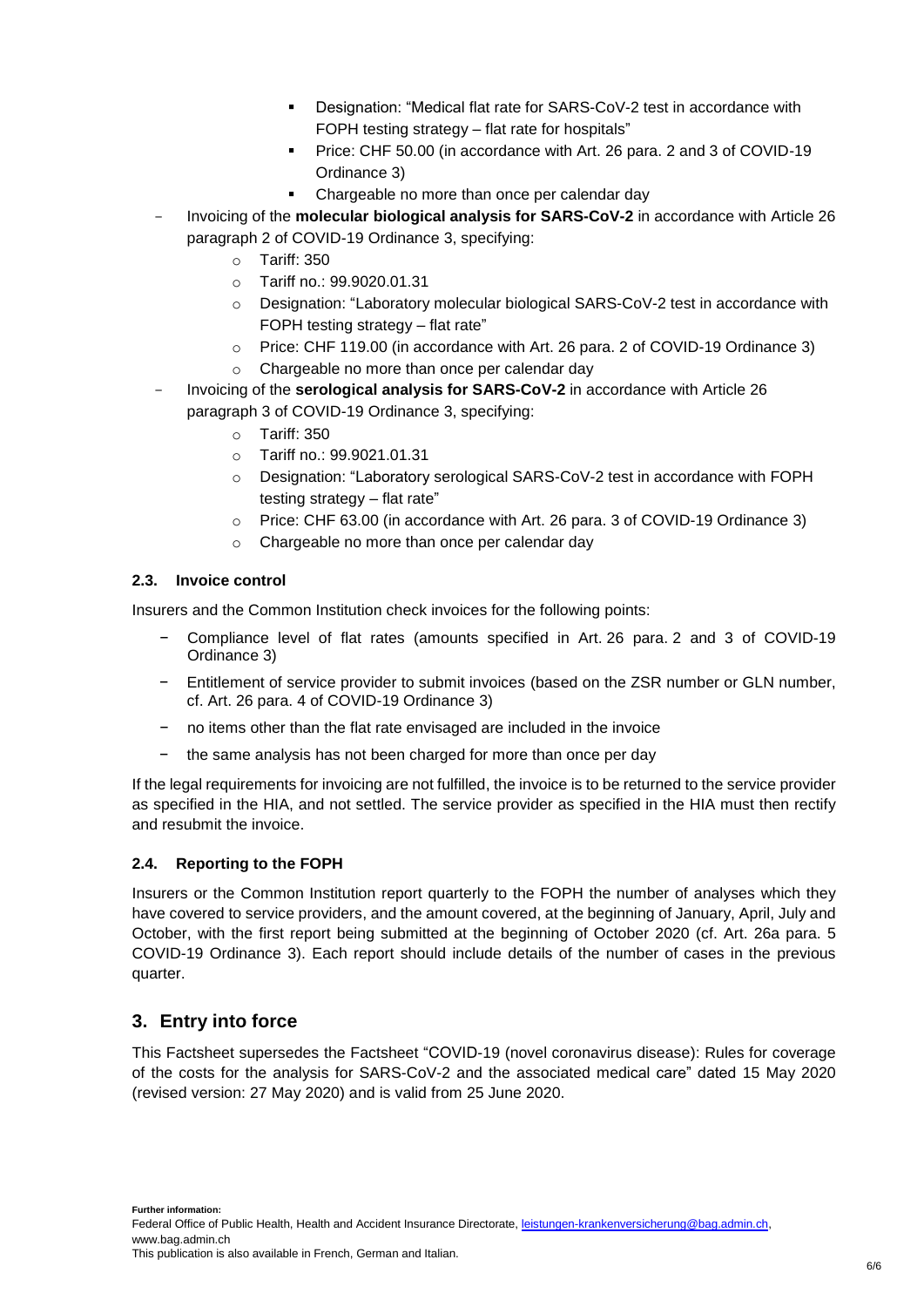- Designation: "Medical flat rate for SARS-CoV-2 test in accordance with FOPH testing strategy – flat rate for hospitals"
    - Price: CHF 50.00 (in accordance with Art. 26 para. 2 and 3 of COVID-19 Ordinance 3)
    - Chargeable no more than once per calendar day

- Invoicing of the **molecular biological analysis for SARS-CoV-2** in accordance with Article 26 paragraph 2 of COVID-19 Ordinance 3, specifying:
  - Tariff: 350
  - Tariff no.: 99.9020.01.31
  - Designation: "Laboratory molecular biological SARS-CoV-2 test in accordance with FOPH testing strategy – flat rate"
  - Price: CHF 119.00 (in accordance with Art. 26 para. 2 of COVID-19 Ordinance 3)
  - Chargeable no more than once per calendar day
- Invoicing of the **serological analysis for SARS-CoV-2** in accordance with Article 26 paragraph 3 of COVID-19 Ordinance 3, specifying:
  - Tariff: 350
  - Tariff no.: 99.9021.01.31
  - Designation: "Laboratory serological SARS-CoV-2 test in accordance with FOPH testing strategy – flat rate"
  - Price: CHF 63.00 (in accordance with Art. 26 para. 3 of COVID-19 Ordinance 3)
  - Chargeable no more than once per calendar day

### 2.3. Invoice control

Insurers and the Common Institution check invoices for the following points:

- Compliance level of flat rates (amounts specified in Art. 26 para. 2 and 3 of COVID-19 Ordinance 3)
- Entitlement of service provider to submit invoices (based on the ZSR number or GLN number, cf. Art. 26 para. 4 of COVID-19 Ordinance 3)
- no items other than the flat rate envisaged are included in the invoice
- the same analysis has not been charged for more than once per day

If the legal requirements for invoicing are not fulfilled, the invoice is to be returned to the service provider as specified in the HIA, and not settled. The service provider as specified in the HIA must then rectify and resubmit the invoice.

### 2.4. Reporting to the FOPH

Insurers or the Common Institution report quarterly to the FOPH the number of analyses which they have covered to service providers, and the amount covered, at the beginning of January, April, July and October, with the first report being submitted at the beginning of October 2020 (cf. Art. 26a para. 5 COVID-19 Ordinance 3). Each report should include details of the number of cases in the previous quarter.

## 3. Entry into force

This Factsheet supersedes the Factsheet "COVID-19 (novel coronavirus disease): Rules for coverage of the costs for the analysis for SARS-CoV-2 and the associated medical care" dated 15 May 2020 (revised version: 27 May 2020) and is valid from 25 June 2020.

**Further information:**
Federal Office of Public Health, Health and Accident Insurance Directorate, leistungen-krankenversicherung@bag.admin.ch, www.bag.admin.ch
This publication is also available in French, German and Italian.